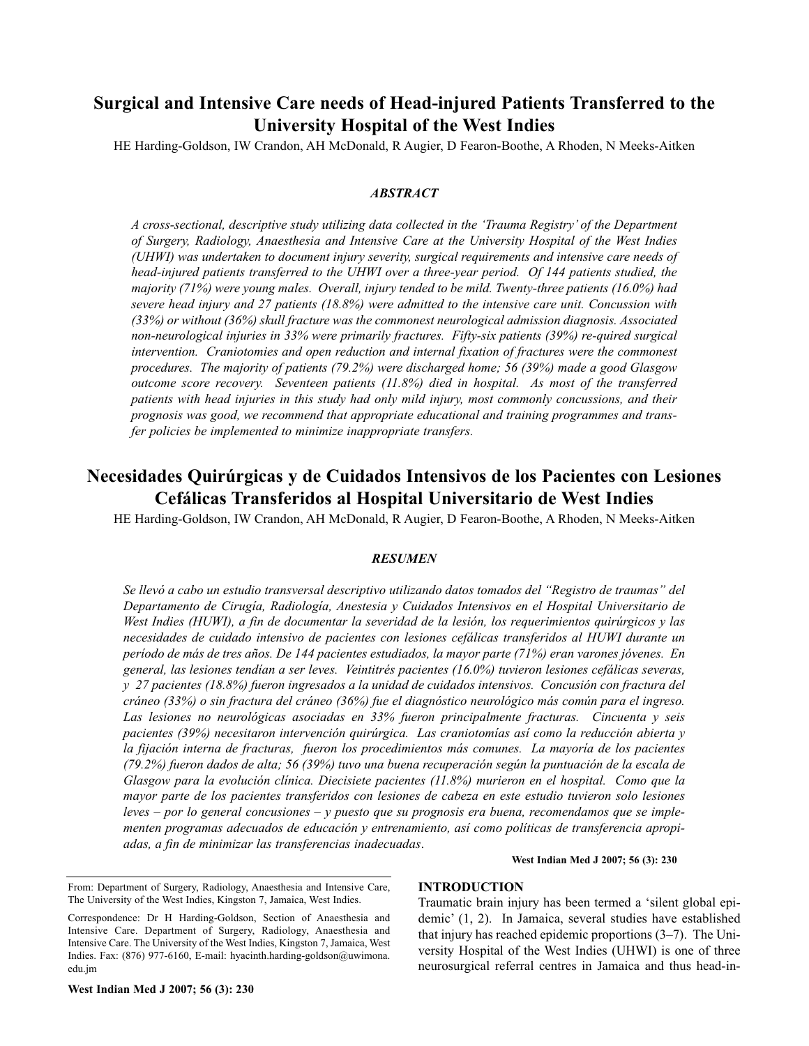# Surgical and Intensive Care needs of Head-injured Patients Transferred to the University Hospital of the West Indies

HE Harding-Goldson, IW Crandon, AH McDonald, R Augier, D Fearon-Boothe, A Rhoden, N Meeks-Aitken

### *ABSTRACT*

*A cross-sectional, descriptive study utilizing data collected in the 'Trauma Registry' of the Department of Surgery, Radiology, Anaesthesia and Intensive Care at the University Hospital of the West Indies (UHWI) was undertaken to document injury severity, surgical requirements and intensive care needs of head-injured patients transferred to the UHWI over a three-year period. Of 144 patients studied, the majority (71%) were young males. Overall, injury tended to be mild. Twenty-three patients (16.0%) had severe head injury and 27 patients (18.8%) were admitted to the intensive care unit. Concussion with (33%) or without (36%) skull fracture was the commonest neurological admission diagnosis. Associated non-neurological injuries in 33% were primarily fractures. Fifty-six patients (39%) re-quired surgical intervention. Craniotomies and open reduction and internal fixation of fractures were the commonest procedures. The majority of patients (79.2%) were discharged home; 56 (39%) made a good Glasgow outcome score recovery. Seventeen patients (11.8%) died in hospital. As most of the transferred patients with head injuries in this study had only mild injury, most commonly concussions, and their prognosis was good, we recommend that appropriate educational and training programmes and transfer policies be implemented to minimize inappropriate transfers.*

# Necesidades Quirúrgicas y de Cuidados Intensivos de los Pacientes con Lesiones Cefálicas Transferidos al Hospital Universitario de West Indies

HE Harding-Goldson, IW Crandon, AH McDonald, R Augier, D Fearon-Boothe, A Rhoden, N Meeks-Aitken

### *RESUMEN*

*Se llevó a cabo un estudio transversal descriptivo utilizando datos tomados del "Registro de traumas" del Departamento de Cirugía, Radiología, Anestesia y Cuidados Intensivos en el Hospital Universitario de West Indies (HUWI), a fin de documentar la severidad de la lesión, los requerimientos quirúrgicos y las necesidades de cuidado intensivo de pacientes con lesiones cefálicas transferidos al HUWI durante un período de más de tres años. De 144 pacientes estudiados, la mayor parte (71%) eran varones jóvenes. En general, las lesiones tendían a ser leves. Veintitrés pacientes (16.0%) tuvieron lesiones cefálicas severas, y 27 pacientes (18.8%) fueron ingresados a la unidad de cuidados intensivos. Concusión con fractura del cráneo (33%) o sin fractura del cráneo (36%) fue el diagnóstico neurológico más común para el ingreso. Las lesiones no neurológicas asociadas en 33% fueron principalmente fracturas. Cincuenta y seis pacientes (39%) necesitaron intervención quirúrgica. Las craniotomías así como la reducción abierta y la fijación interna de fracturas, fueron los procedimientos más comunes. La mayoría de los pacientes (79.2%) fueron dados de alta; 56 (39%) tuvo una buena recuperación según la puntuación de la escala de Glasgow para la evolución clínica. Diecisiete pacientes (11.8%) murieron en el hospital. Como que la mayor parte de los pacientes transferidos con lesiones de cabeza en este estudio tuvieron solo lesiones leves – por lo general concusiones – y puesto que su prognosis era buena, recomendamos que se implementen programas adecuados de educación y entrenamiento, así como políticas de transferencia apropiadas, a fin de minimizar las transferencias inadecuadas.*

**West Indian Med J 2007; 56 (3): 230**

From: Department of Surgery, Radiology, Anaesthesia and Intensive Care, The University of the West Indies, Kingston 7, Jamaica, West Indies.

Correspondence: Dr H Harding-Goldson, Section of Anaesthesia and Intensive Care. Department of Surgery, Radiology, Anaesthesia and Intensive Care. The University of the West Indies, Kingston 7, Jamaica, West Indies. Fax: (876) 977-6160, E-mail: hyacinth.harding-goldson@uwimona.edu.jm

## INTRODUCTION

Traumatic brain injury has been termed a 'silent global epidemic' (1, 2). In Jamaica, several studies have established that injury has reached epidemic proportions (3–7). The University Hospital of the West Indies (UHWI) is one of three neurosurgical referral centres in Jamaica and thus head-in-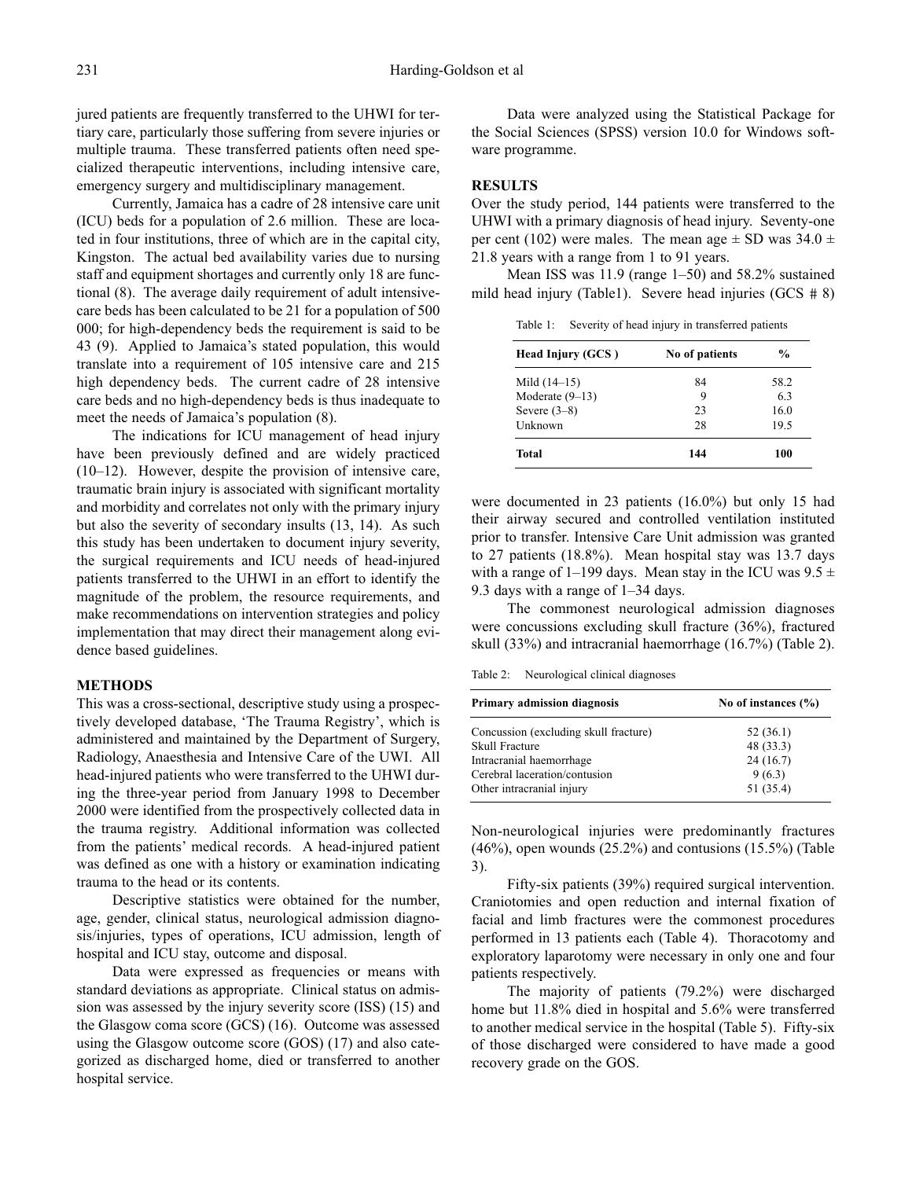jured patients are frequently transferred to the UHWI for tertiary care, particularly those suffering from severe injuries or multiple trauma. These transferred patients often need specialized therapeutic interventions, including intensive care, emergency surgery and multidisciplinary management.

Currently, Jamaica has a cadre of 28 intensive care unit (ICU) beds for a population of 2.6 million. These are located in four institutions, three of which are in the capital city, Kingston. The actual bed availability varies due to nursing staff and equipment shortages and currently only 18 are functional (8). The average daily requirement of adult intensive-care beds has been calculated to be 21 for a population of 500 000; for high-dependency beds the requirement is said to be 43 (9). Applied to Jamaica's stated population, this would translate into a requirement of 105 intensive care and 215 high dependency beds. The current cadre of 28 intensive care beds and no high-dependency beds is thus inadequate to meet the needs of Jamaica's population (8).

The indications for ICU management of head injury have been previously defined and are widely practiced (10–12). However, despite the provision of intensive care, traumatic brain injury is associated with significant mortality and morbidity and correlates not only with the primary injury but also the severity of secondary insults (13, 14). As such this study has been undertaken to document injury severity, the surgical requirements and ICU needs of head-injured patients transferred to the UHWI in an effort to identify the magnitude of the problem, the resource requirements, and make recommendations on intervention strategies and policy implementation that may direct their management along evidence based guidelines.

## METHODS

This was a cross-sectional, descriptive study using a prospectively developed database, 'The Trauma Registry', which is administered and maintained by the Department of Surgery, Radiology, Anaesthesia and Intensive Care of the UWI. All head-injured patients who were transferred to the UHWI during the three-year period from January 1998 to December 2000 were identified from the prospectively collected data in the trauma registry. Additional information was collected from the patients' medical records. A head-injured patient was defined as one with a history or examination indicating trauma to the head or its contents.

Descriptive statistics were obtained for the number, age, gender, clinical status, neurological admission diagnosis/injuries, types of operations, ICU admission, length of hospital and ICU stay, outcome and disposal.

Data were expressed as frequencies or means with standard deviations as appropriate. Clinical status on admission was assessed by the injury severity score (ISS) (15) and the Glasgow coma score (GCS) (16). Outcome was assessed using the Glasgow outcome score (GOS) (17) and also categorized as discharged home, died or transferred to another hospital service.

Data were analyzed using the Statistical Package for the Social Sciences (SPSS) version 10.0 for Windows software programme.

## RESULTS

Over the study period, 144 patients were transferred to the UHWI with a primary diagnosis of head injury. Seventy-one per cent (102) were males. The mean age ± SD was 34.0 ± 21.8 years with a range from 1 to 91 years.

Mean ISS was 11.9 (range 1–50) and 58.2% sustained mild head injury (Table1). Severe head injuries (GCS # 8) were documented in 23 patients (16.0%) but only 15 had their airway secured and controlled ventilation instituted prior to transfer. Intensive Care Unit admission was granted to 27 patients (18.8%). Mean hospital stay was 13.7 days with a range of 1–199 days. Mean stay in the ICU was 9.5 ± 9.3 days with a range of 1–34 days.

Table 1: Severity of head injury in transferred patients

| Head Injury (GCS ) | No of patients | % |
|---|---|---|
| Mild (14–15) | 84 | 58.2 |
| Moderate (9–13) | 9 | 6.3 |
| Severe (3–8) | 23 | 16.0 |
| Unknown | 28 | 19.5 |
| **Total** | **144** | **100** |

The commonest neurological admission diagnoses were concussions excluding skull fracture (36%), fractured skull (33%) and intracranial haemorrhage (16.7%) (Table 2).

Table 2: Neurological clinical diagnoses

| Primary admission diagnosis | No of instances (%) |
|---|---|
| Concussion (excluding skull fracture) | 52 (36.1) |
| Skull Fracture | 48 (33.3) |
| Intracranial haemorrhage | 24 (16.7) |
| Cerebral laceration/contusion | 9 (6.3) |
| Other intracranial injury | 51 (35.4) |

Non-neurological injuries were predominantly fractures (46%), open wounds (25.2%) and contusions (15.5%) (Table 3).

Fifty-six patients (39%) required surgical intervention. Craniotomies and open reduction and internal fixation of facial and limb fractures were the commonest procedures performed in 13 patients each (Table 4). Thoracotomy and exploratory laparotomy were necessary in only one and four patients respectively.

The majority of patients (79.2%) were discharged home but 11.8% died in hospital and 5.6% were transferred to another medical service in the hospital (Table 5). Fifty-six of those discharged were considered to have made a good recovery grade on the GOS.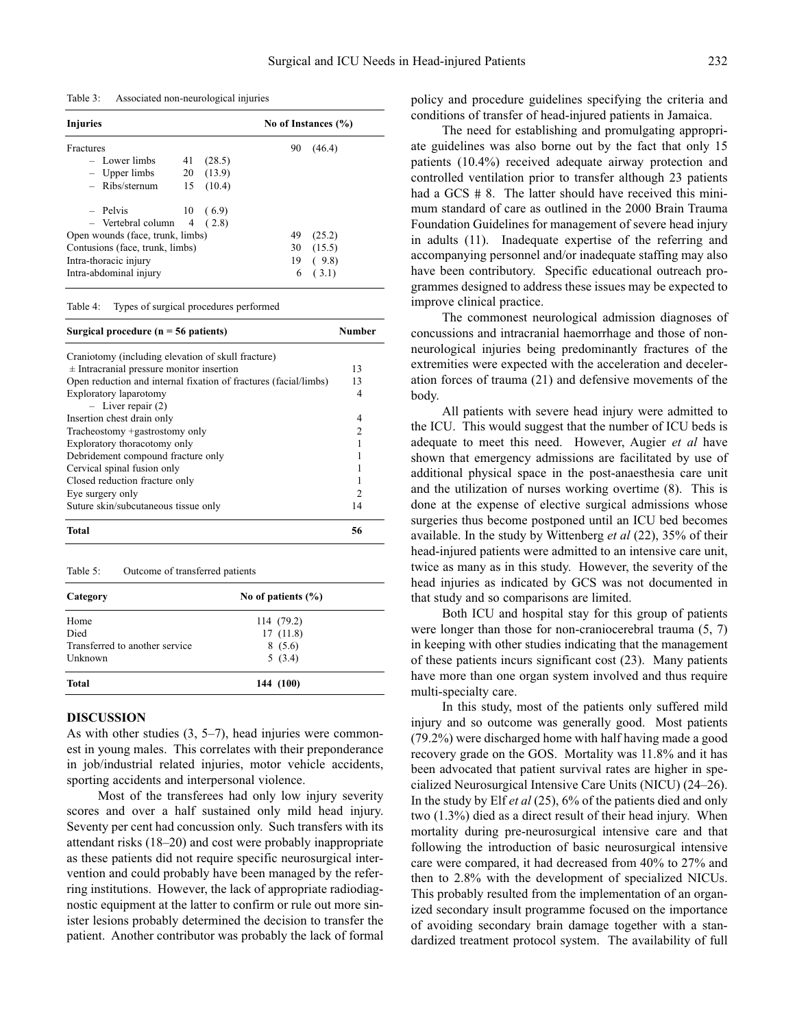Table 3: Associated non-neurological injuries

| Injuries | | | No of Instances (%) |
|---|---|---|---|
| Fractures | | | 90 (46.4) |
| – Lower limbs | 41 | (28.5) | |
| – Upper limbs | 20 | (13.9) | |
| – Ribs/sternum | 15 | (10.4) | |
| – Pelvis | 10 | (6.9) | |
| – Vertebral column | 4 | (2.8) | |
| Open wounds (face, trunk, limbs) | | | 49 (25.2) |
| Contusions (face, trunk, limbs) | | | 30 (15.5) |
| Intra-thoracic injury | | | 19 (9.8) |
| Intra-abdominal injury | | | 6 (3.1) |

Table 4: Types of surgical procedures performed

| Surgical procedure (n = 56 patients) | Number |
|---|---|
| Craniotomy (including elevation of skull fracture) ± Intracranial pressure monitor insertion | 13 |
| Open reduction and internal fixation of fractures (facial/limbs) | 13 |
| Exploratory laparotomy – Liver repair (2) | 4 |
| Insertion chest drain only | 4 |
| Tracheostomy +gastrostomy only | 2 |
| Exploratory thoracotomy only | 1 |
| Debridement compound fracture only | 1 |
| Cervical spinal fusion only | 1 |
| Closed reduction fracture only | 1 |
| Eye surgery only | 2 |
| Suture skin/subcutaneous tissue only | 14 |
| **Total** | **56** |

Table 5: Outcome of transferred patients

| Category | No of patients (%) |
|---|---|
| Home | 114 (79.2) |
| Died | 17 (11.8) |
| Transferred to another service | 8 (5.6) |
| Unknown | 5 (3.4) |
| **Total** | **144 (100)** |

## DISCUSSION

As with other studies (3, 5–7), head injuries were commonest in young males. This correlates with their preponderance in job/industrial related injuries, motor vehicle accidents, sporting accidents and interpersonal violence.

Most of the transferees had only low injury severity scores and over a half sustained only mild head injury. Seventy per cent had concussion only. Such transfers with its attendant risks (18–20) and cost were probably inappropriate as these patients did not require specific neurosurgical intervention and could probably have been managed by the referring institutions. However, the lack of appropriate radiodiagnostic equipment at the latter to confirm or rule out more sinister lesions probably determined the decision to transfer the patient. Another contributor was probably the lack of formal policy and procedure guidelines specifying the criteria and conditions of transfer of head-injured patients in Jamaica.

The need for establishing and promulgating appropriate guidelines was also borne out by the fact that only 15 patients (10.4%) received adequate airway protection and controlled ventilation prior to transfer although 23 patients had a GCS # 8. The latter should have received this minimum standard of care as outlined in the 2000 Brain Trauma Foundation Guidelines for management of severe head injury in adults (11). Inadequate expertise of the referring and accompanying personnel and/or inadequate staffing may also have been contributory. Specific educational outreach programmes designed to address these issues may be expected to improve clinical practice.

The commonest neurological admission diagnoses of concussions and intracranial haemorrhage and those of non-neurological injuries being predominantly fractures of the extremities were expected with the acceleration and deceleration forces of trauma (21) and defensive movements of the body.

All patients with severe head injury were admitted to the ICU. This would suggest that the number of ICU beds is adequate to meet this need. However, Augier *et al* have shown that emergency admissions are facilitated by use of additional physical space in the post-anaesthesia care unit and the utilization of nurses working overtime (8). This is done at the expense of elective surgical admissions whose surgeries thus become postponed until an ICU bed becomes available. In the study by Wittenberg *et al* (22), 35% of their head-injured patients were admitted to an intensive care unit, twice as many as in this study. However, the severity of the head injuries as indicated by GCS was not documented in that study and so comparisons are limited.

Both ICU and hospital stay for this group of patients were longer than those for non-craniocerebral trauma (5, 7) in keeping with other studies indicating that the management of these patients incurs significant cost (23). Many patients have more than one organ system involved and thus require multi-specialty care.

In this study, most of the patients only suffered mild injury and so outcome was generally good. Most patients (79.2%) were discharged home with half having made a good recovery grade on the GOS. Mortality was 11.8% and it has been advocated that patient survival rates are higher in specialized Neurosurgical Intensive Care Units (NICU) (24–26). In the study by Elf *et al* (25), 6% of the patients died and only two (1.3%) died as a direct result of their head injury. When mortality during pre-neurosurgical intensive care and that following the introduction of basic neurosurgical intensive care were compared, it had decreased from 40% to 27% and then to 2.8% with the development of specialized NICUs. This probably resulted from the implementation of an organized secondary insult programme focused on the importance of avoiding secondary brain damage together with a standardized treatment protocol system. The availability of full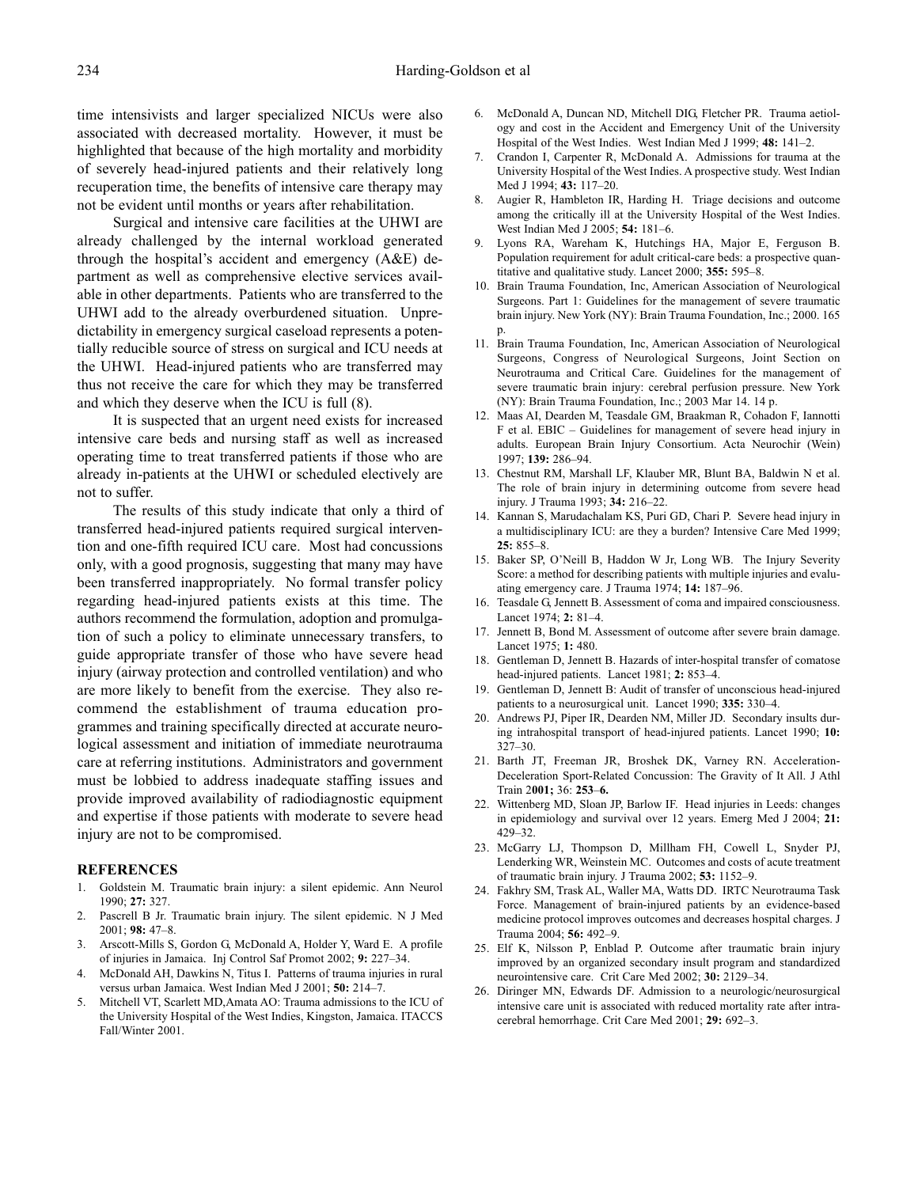time intensivists and larger specialized NICUs were also associated with decreased mortality. However, it must be highlighted that because of the high mortality and morbidity of severely head-injured patients and their relatively long recuperation time, the benefits of intensive care therapy may not be evident until months or years after rehabilitation.

Surgical and intensive care facilities at the UHWI are already challenged by the internal workload generated through the hospital's accident and emergency (A&E) department as well as comprehensive elective services available in other departments. Patients who are transferred to the UHWI add to the already overburdened situation. Unpredictability in emergency surgical caseload represents a potentially reducible source of stress on surgical and ICU needs at the UHWI. Head-injured patients who are transferred may thus not receive the care for which they may be transferred and which they deserve when the ICU is full (8).

It is suspected that an urgent need exists for increased intensive care beds and nursing staff as well as increased operating time to treat transferred patients if those who are already in-patients at the UHWI or scheduled electively are not to suffer.

The results of this study indicate that only a third of transferred head-injured patients required surgical intervention and one-fifth required ICU care. Most had concussions only, with a good prognosis, suggesting that many may have been transferred inappropriately. No formal transfer policy regarding head-injured patients exists at this time. The authors recommend the formulation, adoption and promulgation of such a policy to eliminate unnecessary transfers, to guide appropriate transfer of those who have severe head injury (airway protection and controlled ventilation) and who are more likely to benefit from the exercise. They also recommend the establishment of trauma education programmes and training specifically directed at accurate neurological assessment and initiation of immediate neurotrauma care at referring institutions. Administrators and government must be lobbied to address inadequate staffing issues and provide improved availability of radiodiagnostic equipment and expertise if those patients with moderate to severe head injury are not to be compromised.

## REFERENCES

1. Goldstein M. Traumatic brain injury: a silent epidemic. Ann Neurol 1990; **27:** 327.
2. Pascrell B Jr. Traumatic brain injury. The silent epidemic. N J Med 2001; **98:** 47–8.
3. Arscott-Mills S, Gordon G, McDonald A, Holder Y, Ward E. A profile of injuries in Jamaica. Inj Control Saf Promot 2002; **9:** 227–34.
4. McDonald AH, Dawkins N, Titus I. Patterns of trauma injuries in rural versus urban Jamaica. West Indian Med J 2001; **50:** 214–7.
5. Mitchell VT, Scarlett MD,Amata AO: Trauma admissions to the ICU of the University Hospital of the West Indies, Kingston, Jamaica. ITACCS Fall/Winter 2001.
6. McDonald A, Duncan ND, Mitchell DIG, Fletcher PR. Trauma aetiology and cost in the Accident and Emergency Unit of the University Hospital of the West Indies. West Indian Med J 1999; **48:** 141–2.
7. Crandon I, Carpenter R, McDonald A. Admissions for trauma at the University Hospital of the West Indies. A prospective study. West Indian Med J 1994; **43:** 117–20.
8. Augier R, Hambleton IR, Harding H. Triage decisions and outcome among the critically ill at the University Hospital of the West Indies. West Indian Med J 2005; **54:** 181–6.
9. Lyons RA, Wareham K, Hutchings HA, Major E, Ferguson B. Population requirement for adult critical-care beds: a prospective quantitative and qualitative study. Lancet 2000; **355:** 595–8.
10. Brain Trauma Foundation, Inc, American Association of Neurological Surgeons. Part 1: Guidelines for the management of severe traumatic brain injury. New York (NY): Brain Trauma Foundation, Inc.; 2000. 165 p.
11. Brain Trauma Foundation, Inc, American Association of Neurological Surgeons, Congress of Neurological Surgeons, Joint Section on Neurotrauma and Critical Care. Guidelines for the management of severe traumatic brain injury: cerebral perfusion pressure. New York (NY): Brain Trauma Foundation, Inc.; 2003 Mar 14. 14 p.
12. Maas AI, Dearden M, Teasdale GM, Braakman R, Cohadon F, Iannotti F et al. EBIC – Guidelines for management of severe head injury in adults. European Brain Injury Consortium. Acta Neurochir (Wein) 1997; **139:** 286–94.
13. Chestnut RM, Marshall LF, Klauber MR, Blunt BA, Baldwin N et al. The role of brain injury in determining outcome from severe head injury. J Trauma 1993; **34:** 216–22.
14. Kannan S, Marudachalam KS, Puri GD, Chari P. Severe head injury in a multidisciplinary ICU: are they a burden? Intensive Care Med 1999; **25:** 855–8.
15. Baker SP, O'Neill B, Haddon W Jr, Long WB. The Injury Severity Score: a method for describing patients with multiple injuries and evaluating emergency care. J Trauma 1974; **14:** 187–96.
16. Teasdale G, Jennett B. Assessment of coma and impaired consciousness. Lancet 1974; **2:** 81–4.
17. Jennett B, Bond M. Assessment of outcome after severe brain damage. Lancet 1975; **1:** 480.
18. Gentleman D, Jennett B. Hazards of inter-hospital transfer of comatose head-injured patients. Lancet 1981; **2:** 853–4.
19. Gentleman D, Jennett B: Audit of transfer of unconscious head-injured patients to a neurosurgical unit. Lancet 1990; **335:** 330–4.
20. Andrews PJ, Piper IR, Dearden NM, Miller JD. Secondary insults during intrahospital transport of head-injured patients. Lancet 1990; **10:** 327–30.
21. Barth JT, Freeman JR, Broshek DK, Varney RN. Acceleration-Deceleration Sport-Related Concussion: The Gravity of It All. J Athl Train 2**001;** 36: **253**–**6.**
22. Wittenberg MD, Sloan JP, Barlow IF. Head injuries in Leeds: changes in epidemiology and survival over 12 years. Emerg Med J 2004; **21:** 429–32.
23. McGarry LJ, Thompson D, Millham FH, Cowell L, Snyder PJ, Lenderking WR, Weinstein MC. Outcomes and costs of acute treatment of traumatic brain injury. J Trauma 2002; **53:** 1152–9.
24. Fakhry SM, Trask AL, Waller MA, Watts DD. IRTC Neurotrauma Task Force. Management of brain-injured patients by an evidence-based medicine protocol improves outcomes and decreases hospital charges. J Trauma 2004; **56:** 492–9.
25. Elf K, Nilsson P, Enblad P. Outcome after traumatic brain injury improved by an organized secondary insult program and standardized neurointensive care. Crit Care Med 2002; **30:** 2129–34.
26. Diringer MN, Edwards DF. Admission to a neurologic/neurosurgical intensive care unit is associated with reduced mortality rate after intracerebral hemorrhage. Crit Care Med 2001; **29:** 692–3.